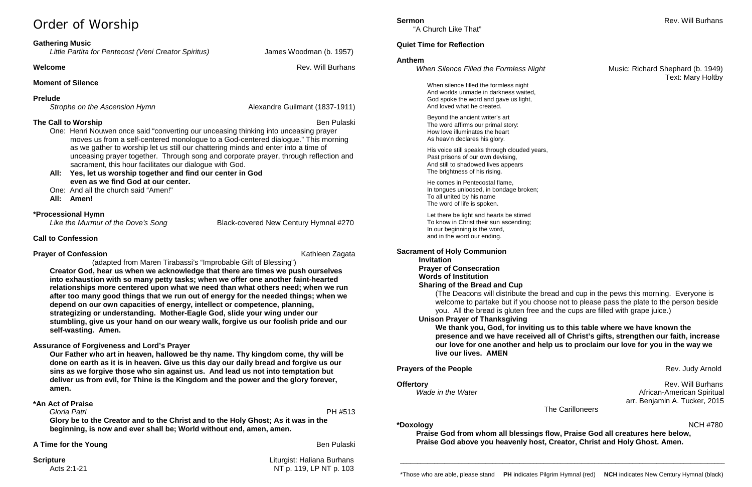# Order of Worship

**Gathering Music**
*Little Partita for Pentecost (Veni Creator Spiritus)* James Woodman (b. 1957)

**Welcome** Rev. Will Burhans

**Moment of Silence**

**Prelude**
*Strophe on the Ascension Hymn* Alexandre Guilmant (1837-1911)

**The Call to Worship** Ben Pulaski

One: Henri Nouwen once said "converting our unceasing thinking into unceasing prayer moves us from a self-centered monologue to a God-centered dialogue." This morning as we gather to worship let us still our chattering minds and enter into a time of unceasing prayer together. Through song and corporate prayer, through reflection and sacrament, this hour facilitates our dialogue with God.

**All: Yes, let us worship together and find our center in God even as we find God at our center.**

One: And all the church said "Amen!"

**All: Amen!**

**\*Processional Hymn**
*Like the Murmur of the Dove's Song* Black-covered New Century Hymnal #270

**Call to Confession**

**Prayer of Confession** Kathleen Zagata
(adapted from Maren Tirabassi's "Improbable Gift of Blessing")

**Creator God, hear us when we acknowledge that there are times we push ourselves into exhaustion with so many petty tasks; when we offer one another faint-hearted relationships more centered upon what we need than what others need; when we run after too many good things that we run out of energy for the needed things; when we depend on our own capacities of energy, intellect or competence, planning, strategizing or understanding. Mother-Eagle God, slide your wing under our stumbling, give us your hand on our weary walk, forgive us our foolish pride and our self-wasting. Amen.**

**Assurance of Forgiveness and Lord's Prayer**

**Our Father who art in heaven, hallowed be thy name. Thy kingdom come, thy will be done on earth as it is in heaven. Give us this day our daily bread and forgive us our sins as we forgive those who sin against us. And lead us not into temptation but deliver us from evil, for Thine is the Kingdom and the power and the glory forever, amen.**

**\*An Act of Praise**
*Gloria Patri* PH #513

**Glory be to the Creator and to the Christ and to the Holy Ghost; As it was in the beginning, is now and ever shall be; World without end, amen, amen.**

**A Time for the Young** Ben Pulaski

**Scripture** Liturgist: Haliana Burhans
Acts 2:1-21 NT p. 119, LP NT p. 103

**Sermon** Rev. Will Burhans
"A Church Like That"

**Quiet Time for Reflection**

**Anthem**
*When Silence Filled the Formless Night* Music: Richard Shephard (b. 1949)
Text: Mary Holtby

When silence filled the formless night
And worlds unmade in darkness waited,
God spoke the word and gave us light,
And loved what he created.

Beyond the ancient writer's art
The word affirms our primal story:
How love illuminates the heart
As heav'n declares his glory.

His voice still speaks through clouded years,
Past prisons of our own devising,
And still to shadowed lives appears
The brightness of his rising.

He comes in Pentecostal flame,
In tongues unloosed, in bondage broken;
To all united by his name
The word of life is spoken.

Let there be light and hearts be stirred
To know in Christ their sun ascending;
In our beginning is the word,
and in the word our ending.

**Sacrament of Holy Communion**

**Invitation**

**Prayer of Consecration**

**Words of Institution**

**Sharing of the Bread and Cup**

(The Deacons will distribute the bread and cup in the pews this morning. Everyone is welcome to partake but if you choose not to please pass the plate to the person beside you. All the bread is gluten free and the cups are filled with grape juice.)

**Unison Prayer of Thanksgiving**

**We thank you, God, for inviting us to this table where we have known the presence and we have received all of Christ's gifts, strengthen our faith, increase our love for one another and help us to proclaim our love for you in the way we live our lives. AMEN**

**Prayers of the People** Rev. Judy Arnold

**Offertory** Rev. Will Burhans
*Wade in the Water* African-American Spiritual
arr. Benjamin A. Tucker, 2015
The Carilloneers

**\*Doxology** NCH #780

**Praise God from whom all blessings flow, Praise God all creatures here below, Praise God above you heavenly host, Creator, Christ and Holy Ghost. Amen.**

---

\*Those who are able, please stand **PH** indicates Pilgrim Hymnal (red) **NCH** indicates New Century Hymnal (black)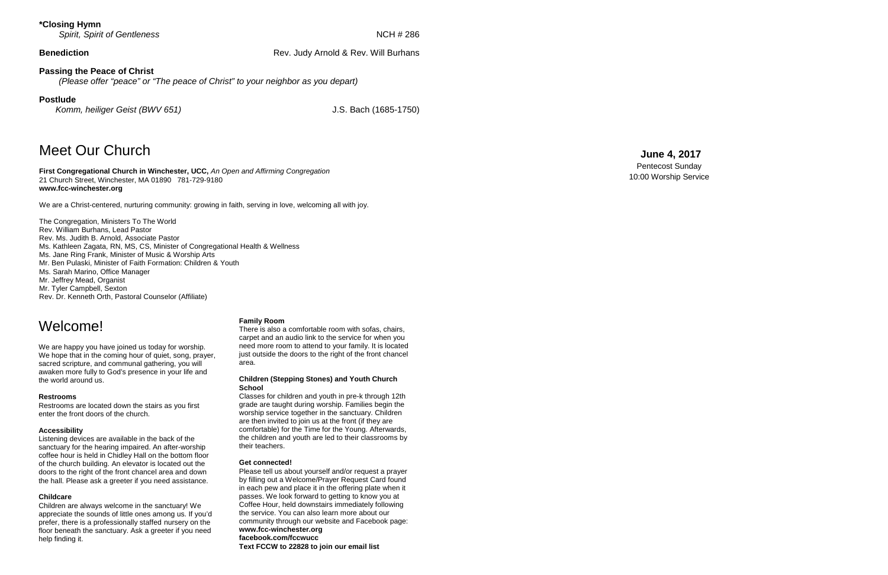**\*Closing Hymn**
*Spirit, Spirit of Gentleness* NCH # 286

**Benediction** Rev. Judy Arnold & Rev. Will Burhans

**Passing the Peace of Christ**
*(Please offer "peace" or "The peace of Christ" to your neighbor as you depart)*

**Postlude**
*Komm, heiliger Geist (BWV 651)* J.S. Bach (1685-1750)

# Meet Our Church

**First Congregational Church in Winchester, UCC,** *An Open and Affirming Congregation*
21 Church Street, Winchester, MA 01890 781-729-9180
**www.fcc-winchester.org**

We are a Christ-centered, nurturing community: growing in faith, serving in love, welcoming all with joy.

The Congregation, Ministers To The World
Rev. William Burhans, Lead Pastor
Rev. Ms. Judith B. Arnold, Associate Pastor
Ms. Kathleen Zagata, RN, MS, CS, Minister of Congregational Health & Wellness
Ms. Jane Ring Frank, Minister of Music & Worship Arts
Mr. Ben Pulaski, Minister of Faith Formation: Children & Youth
Ms. Sarah Marino, Office Manager
Mr. Jeffrey Mead, Organist
Mr. Tyler Campbell, Sexton
Rev. Dr. Kenneth Orth, Pastoral Counselor (Affiliate)

# Welcome!

We are happy you have joined us today for worship. We hope that in the coming hour of quiet, song, prayer, sacred scripture, and communal gathering, you will awaken more fully to God's presence in your life and the world around us.

**Restrooms**
Restrooms are located down the stairs as you first enter the front doors of the church.

**Accessibility**
Listening devices are available in the back of the sanctuary for the hearing impaired. An after-worship coffee hour is held in Chidley Hall on the bottom floor of the church building. An elevator is located out the doors to the right of the front chancel area and down the hall. Please ask a greeter if you need assistance.

**Childcare**
Children are always welcome in the sanctuary! We appreciate the sounds of little ones among us. If you'd prefer, there is a professionally staffed nursery on the floor beneath the sanctuary. Ask a greeter if you need help finding it.

**Family Room**
There is also a comfortable room with sofas, chairs, carpet and an audio link to the service for when you need more room to attend to your family. It is located just outside the doors to the right of the front chancel area.

**Children (Stepping Stones) and Youth Church School**
Classes for children and youth in pre-k through 12th grade are taught during worship. Families begin the worship service together in the sanctuary. Children are then invited to join us at the front (if they are comfortable) for the Time for the Young. Afterwards, the children and youth are led to their classrooms by their teachers.

**Get connected!**
Please tell us about yourself and/or request a prayer by filling out a Welcome/Prayer Request Card found in each pew and place it in the offering plate when it passes. We look forward to getting to know you at Coffee Hour, held downstairs immediately following the service. You can also learn more about our community through our website and Facebook page:
**www.fcc-winchester.org**
**facebook.com/fccwucc**
**Text FCCW to 22828 to join our email list**

**June 4, 2017**
Pentecost Sunday
10:00 Worship Service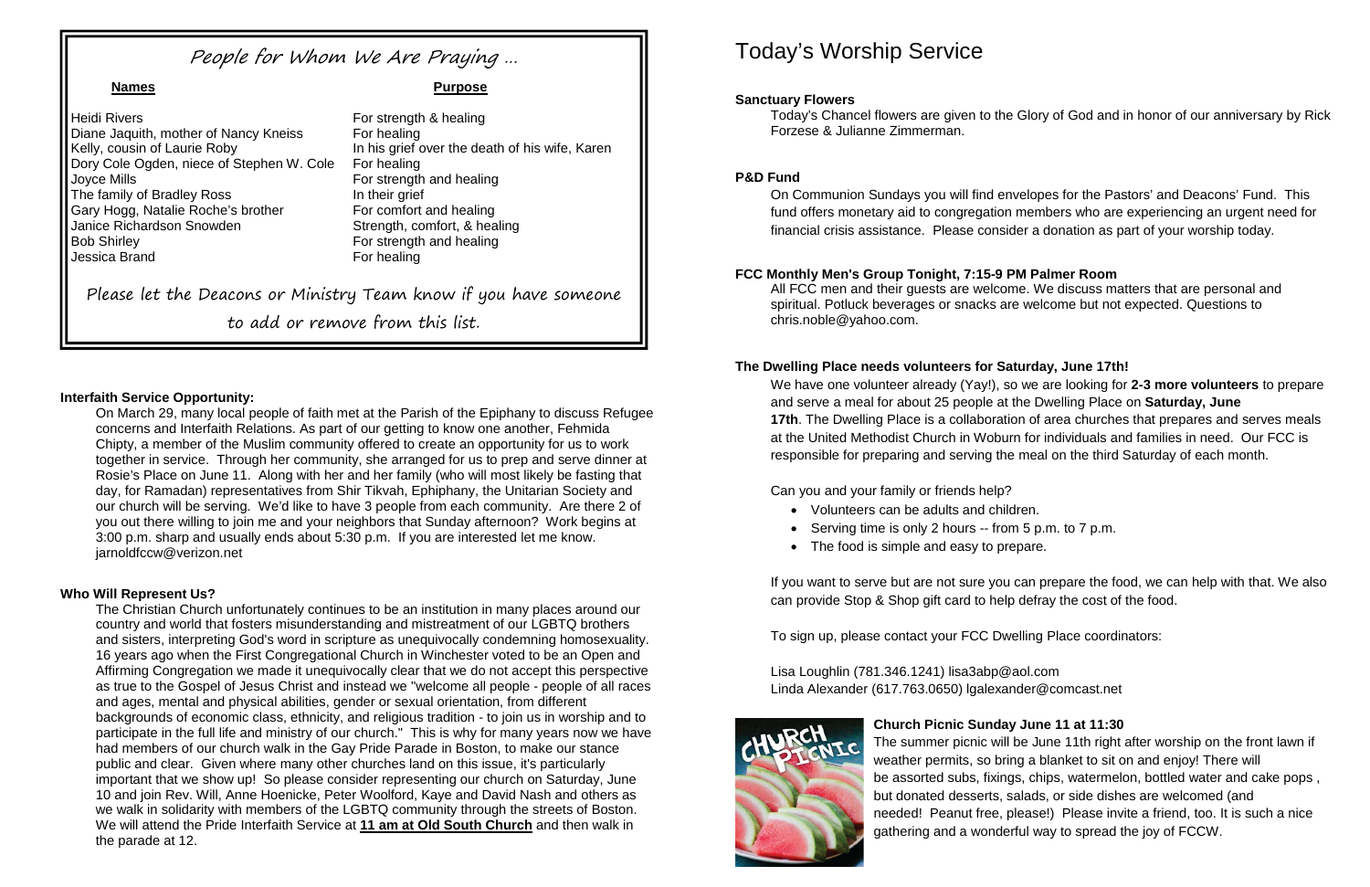## People for Whom We Are Praying …

| Names | Purpose |
|---|---|
| Heidi Rivers | For strength & healing |
| Diane Jaquith, mother of Nancy Kneiss | For healing |
| Kelly, cousin of Laurie Roby | In his grief over the death of his wife, Karen |
| Dory Cole Ogden, niece of Stephen W. Cole | For healing |
| Joyce Mills | For strength and healing |
| The family of Bradley Ross | In their grief |
| Gary Hogg, Natalie Roche's brother | For comfort and healing |
| Janice Richardson Snowden | Strength, comfort, & healing |
| Bob Shirley | For strength and healing |
| Jessica Brand | For healing |

Please let the Deacons or Ministry Team know if you have someone to add or remove from this list.

**Interfaith Service Opportunity:**

On March 29, many local people of faith met at the Parish of the Epiphany to discuss Refugee concerns and Interfaith Relations. As part of our getting to know one another, Fehmida Chipty, a member of the Muslim community offered to create an opportunity for us to work together in service. Through her community, she arranged for us to prep and serve dinner at Rosie's Place on June 11. Along with her and her family (who will most likely be fasting that day, for Ramadan) representatives from Shir Tikvah, Epiphany, the Unitarian Society and our church will be serving. We'd like to have 3 people from each community. Are there 2 of you out there willing to join me and your neighbors that Sunday afternoon? Work begins at 3:00 p.m. sharp and usually ends about 5:30 p.m. If you are interested let me know. jarnoldfccw@verizon.net

**Who Will Represent Us?**

The Christian Church unfortunately continues to be an institution in many places around our country and world that fosters misunderstanding and mistreatment of our LGBTQ brothers and sisters, interpreting God's word in scripture as unequivocally condemning homosexuality. 16 years ago when the First Congregational Church in Winchester voted to be an Open and Affirming Congregation we made it unequivocally clear that we do not accept this perspective as true to the Gospel of Jesus Christ and instead we "welcome all people - people of all races and ages, mental and physical abilities, gender or sexual orientation, from different backgrounds of economic class, ethnicity, and religious tradition - to join us in worship and to participate in the full life and ministry of our church." This is why for many years now we have had members of our church walk in the Gay Pride Parade in Boston, to make our stance public and clear. Given where many other churches land on this issue, it's particularly important that we show up! So please consider representing our church on Saturday, June 10 and join Rev. Will, Anne Hoenicke, Peter Woolford, Kaye and David Nash and others as we walk in solidarity with members of the LGBTQ community through the streets of Boston. We will attend the Pride Interfaith Service at **11 am at Old South Church** and then walk in the parade at 12.

# Today's Worship Service

**Sanctuary Flowers**

Today's Chancel flowers are given to the Glory of God and in honor of our anniversary by Rick Forzese & Julianne Zimmerman.

**P&D Fund**

On Communion Sundays you will find envelopes for the Pastors' and Deacons' Fund. This fund offers monetary aid to congregation members who are experiencing an urgent need for financial crisis assistance. Please consider a donation as part of your worship today.

**FCC Monthly Men's Group Tonight, 7:15-9 PM Palmer Room**

All FCC men and their guests are welcome. We discuss matters that are personal and spiritual. Potluck beverages or snacks are welcome but not expected. Questions to chris.noble@yahoo.com.

**The Dwelling Place needs volunteers for Saturday, June 17th!**

We have one volunteer already (Yay!), so we are looking for **2-3 more volunteers** to prepare and serve a meal for about 25 people at the Dwelling Place on **Saturday, June 17th**. The Dwelling Place is a collaboration of area churches that prepares and serves meals at the United Methodist Church in Woburn for individuals and families in need. Our FCC is responsible for preparing and serving the meal on the third Saturday of each month.

Can you and your family or friends help?

- Volunteers can be adults and children.
- Serving time is only 2 hours -- from 5 p.m. to 7 p.m.
- The food is simple and easy to prepare.

If you want to serve but are not sure you can prepare the food, we can help with that. We also can provide Stop & Shop gift card to help defray the cost of the food.

To sign up, please contact your FCC Dwelling Place coordinators:

Lisa Loughlin (781.346.1241) lisa3abp@aol.com
Linda Alexander (617.763.0650) lgalexander@comcast.net

**Church Picnic Sunday June 11 at 11:30**

The summer picnic will be June 11th right after worship on the front lawn if weather permits, so bring a blanket to sit on and enjoy! There will be assorted subs, fixings, chips, watermelon, bottled water and cake pops , but donated desserts, salads, or side dishes are welcomed (and needed! Peanut free, please!) Please invite a friend, too. It is such a nice gathering and a wonderful way to spread the joy of FCCW.